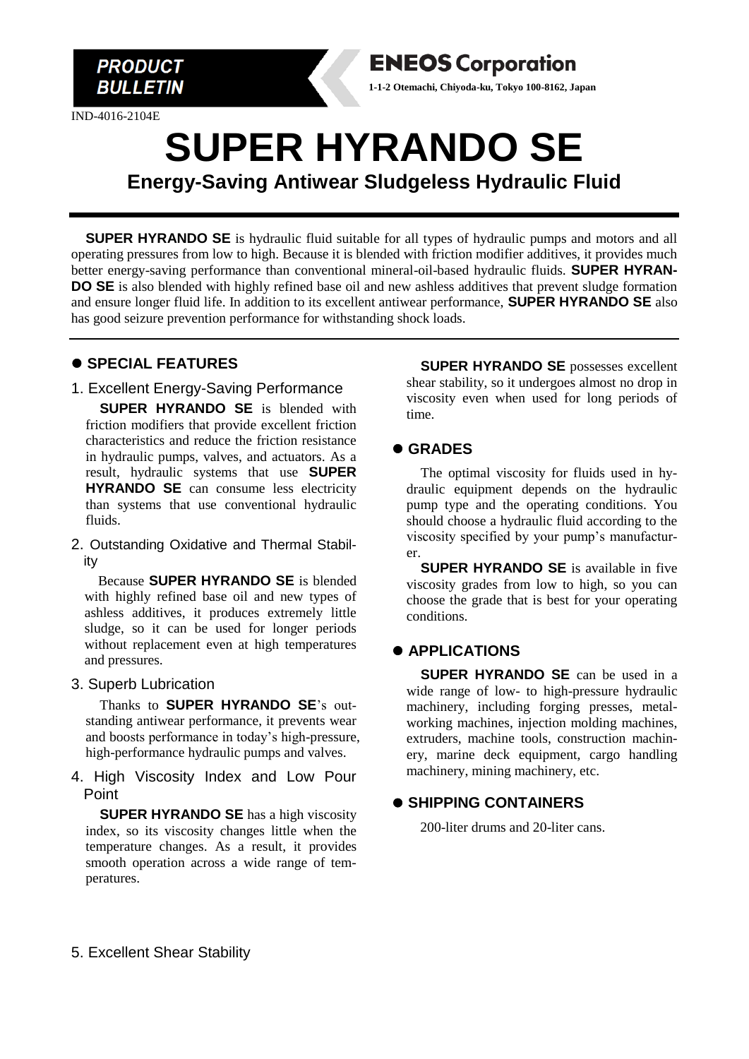**PRODUCT BULLETIN**

**ENEOS Corporation**

**1-1-2 Otemachi, Chiyoda-ku, Tokyo 100-8162, Japan**

IND-4016-2104E

# SUPER HYRANDO SE

## Energy-Saving Antiwear Sludgeless Hydraulic Fluid

**SUPER HYRANDO SE** is hydraulic fluid suitable for all types of hydraulic pumps and motors and all operating pressures from low to high. Because it is blended with friction modifier additives, it provides much better energy-saving performance than conventional mineral-oil-based hydraulic fluids. **SUPER HYRANDO SE** is also blended with highly refined base oil and new ashless additives that prevent sludge formation and ensure longer fluid life. In addition to its excellent antiwear performance, **SUPER HYRANDO SE** also has good seizure prevention performance for withstanding shock loads.

---

## ● SPECIAL FEATURES

### 1. Excellent Energy-Saving Performance

**SUPER HYRANDO SE** is blended with friction modifiers that provide excellent friction characteristics and reduce the friction resistance in hydraulic pumps, valves, and actuators. As a result, hydraulic systems that use **SUPER HYRANDO SE** can consume less electricity than systems that use conventional hydraulic fluids.

### 2. Outstanding Oxidative and Thermal Stability

Because **SUPER HYRANDO SE** is blended with highly refined base oil and new types of ashless additives, it produces extremely little sludge, so it can be used for longer periods without replacement even at high temperatures and pressures.

### 3. Superb Lubrication

Thanks to **SUPER HYRANDO SE**'s outstanding antiwear performance, it prevents wear and boosts performance in today's high-pressure, high-performance hydraulic pumps and valves.

### 4. High Viscosity Index and Low Pour Point

**SUPER HYRANDO SE** has a high viscosity index, so its viscosity changes little when the temperature changes. As a result, it provides smooth operation across a wide range of temperatures.

### 5. Excellent Shear Stability

**SUPER HYRANDO SE** possesses excellent shear stability, so it undergoes almost no drop in viscosity even when used for long periods of time.

## ● GRADES

The optimal viscosity for fluids used in hydraulic equipment depends on the hydraulic pump type and the operating conditions. You should choose a hydraulic fluid according to the viscosity specified by your pump's manufacturer.

**SUPER HYRANDO SE** is available in five viscosity grades from low to high, so you can choose the grade that is best for your operating conditions.

## ● APPLICATIONS

**SUPER HYRANDO SE** can be used in a wide range of low- to high-pressure hydraulic machinery, including forging presses, metalworking machines, injection molding machines, extruders, machine tools, construction machinery, marine deck equipment, cargo handling machinery, mining machinery, etc.

## ● SHIPPING CONTAINERS

200-liter drums and 20-liter cans.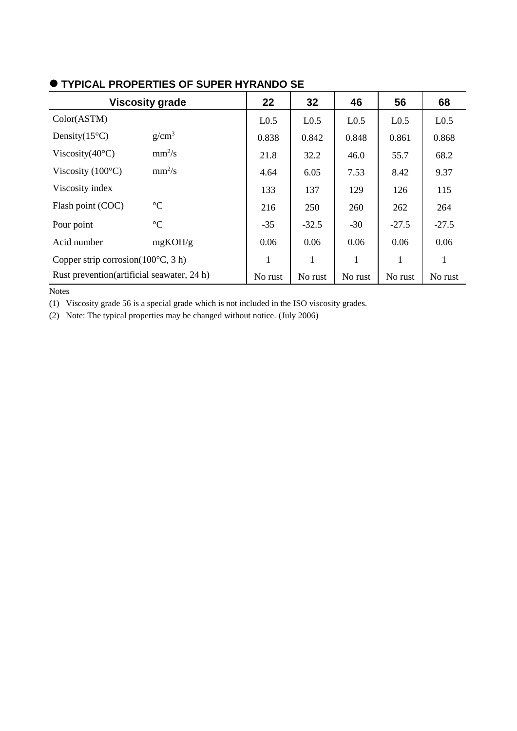## ● TYPICAL PROPERTIES OF SUPER HYRANDO SE

| Viscosity grade | | 22 | 32 | 46 | 56 | 68 |
|---|---|---|---|---|---|---|
| Color(ASTM) | | L0.5 | L0.5 | L0.5 | L0.5 | L0.5 |
| Density(15°C) | $g/cm^3$ | 0.838 | 0.842 | 0.848 | 0.861 | 0.868 |
| Viscosity(40°C) | $mm^2/s$ | 21.8 | 32.2 | 46.0 | 55.7 | 68.2 |
| Viscosity (100°C) | $mm^2/s$ | 4.64 | 6.05 | 7.53 | 8.42 | 9.37 |
| Viscosity index | | 133 | 137 | 129 | 126 | 115 |
| Flash point (COC) | °C | 216 | 250 | 260 | 262 | 264 |
| Pour point | °C | -35 | -32.5 | -30 | -27.5 | -27.5 |
| Acid number | mgKOH/g | 0.06 | 0.06 | 0.06 | 0.06 | 0.06 |
| Copper strip corrosion(100°C, 3 h) | | 1 | 1 | 1 | 1 | 1 |
| Rust prevention(artificial seawater, 24 h) | | No rust | No rust | No rust | No rust | No rust |

Notes

(1) Viscosity grade 56 is a special grade which is not included in the ISO viscosity grades.

(2) Note: The typical properties may be changed without notice. (July 2006)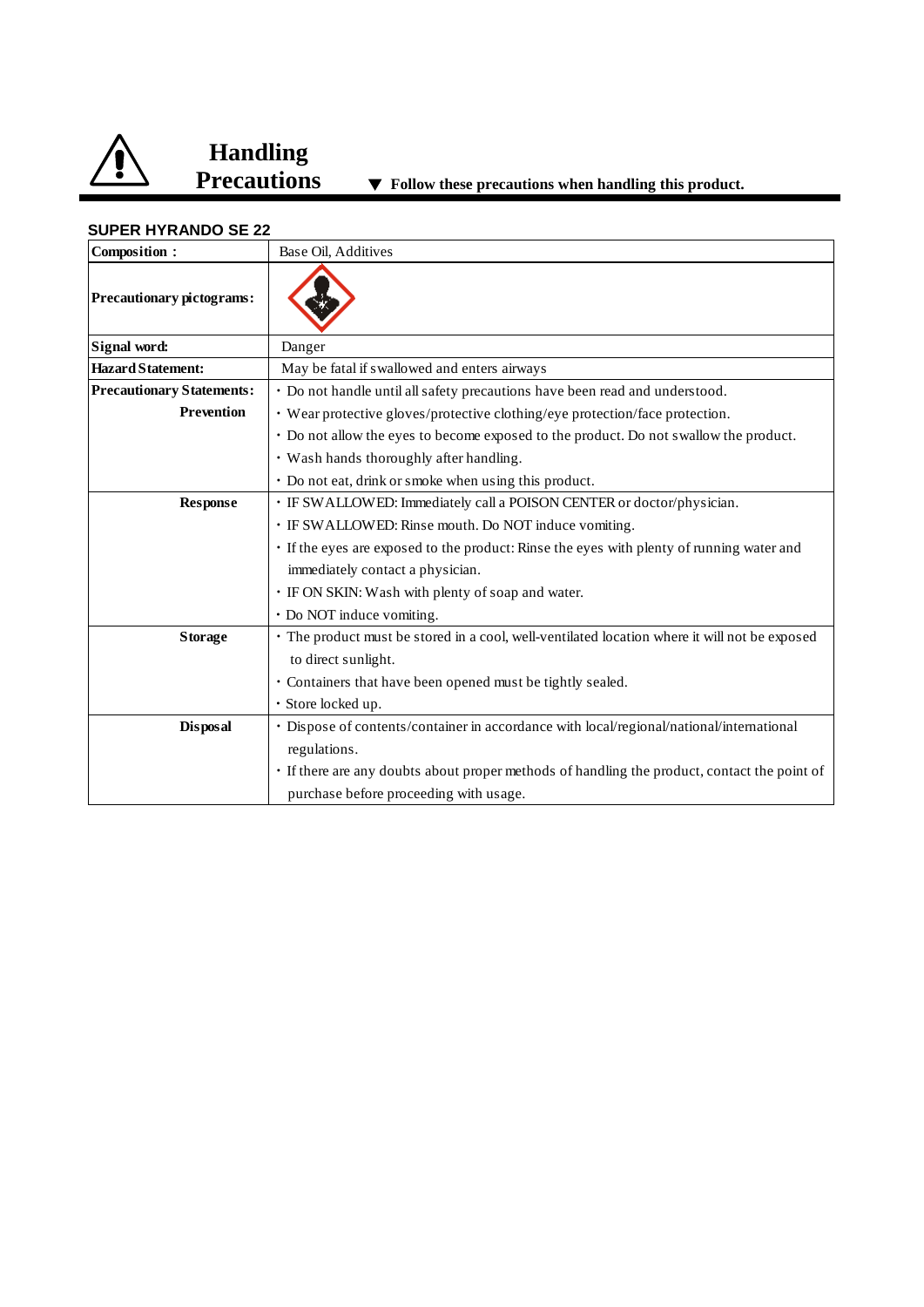# Handling Precautions

▼ **Follow these precautions when handling this product.**

**SUPER HYRANDO SE 22**

| **Composition :** | Base Oil, Additives |
|---|---|
| **Precautionary pictograms:** | |
| **Signal word:** | Danger |
| **Hazard Statement:** | May be fatal if swallowed and enters airways |
| **Precautionary Statements:** **Prevention** | ・Do not handle until all safety precautions have been read and understood.<br>・Wear protective gloves/protective clothing/eye protection/face protection.<br>・Do not allow the eyes to become exposed to the product. Do not swallow the product.<br>・Wash hands thoroughly after handling.<br>・Do not eat, drink or smoke when using this product. |
| **Response** | ・IF SWALLOWED: Immediately call a POISON CENTER or doctor/physician.<br>・IF SWALLOWED: Rinse mouth. Do NOT induce vomiting.<br>・If the eyes are exposed to the product: Rinse the eyes with plenty of running water and immediately contact a physician.<br>・IF ON SKIN: Wash with plenty of soap and water.<br>・Do NOT induce vomiting. |
| **Storage** | ・The product must be stored in a cool, well-ventilated location where it will not be exposed to direct sunlight.<br>・Containers that have been opened must be tightly sealed.<br>・Store locked up. |
| **Disposal** | ・Dispose of contents/container in accordance with local/regional/national/international regulations.<br>・If there are any doubts about proper methods of handling the product, contact the point of purchase before proceeding with usage. |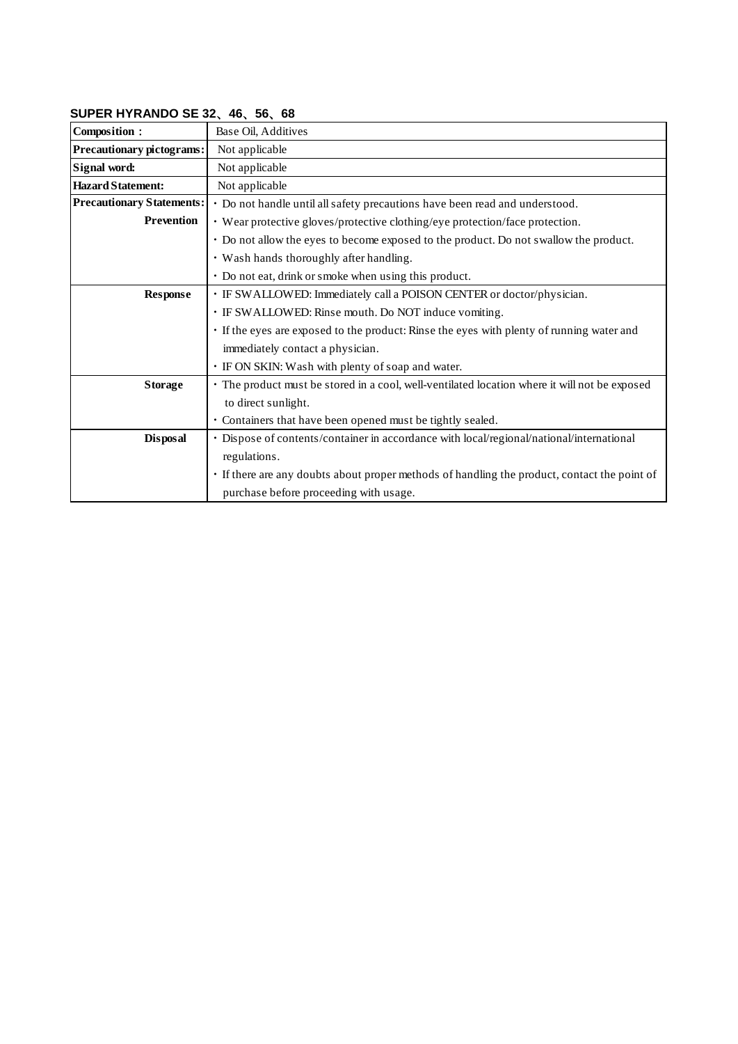**SUPER HYRANDO SE 32、46、56、68**

| | |
|---|---|
| **Composition :** | Base Oil, Additives |
| **Precautionary pictograms:** | Not applicable |
| **Signal word:** | Not applicable |
| **Hazard Statement:** | Not applicable |
| **Precautionary Statements:**<br>**Prevention** | ・Do not handle until all safety precautions have been read and understood.<br>・Wear protective gloves/protective clothing/eye protection/face protection.<br>・Do not allow the eyes to become exposed to the product. Do not swallow the product.<br>・Wash hands thoroughly after handling.<br>・Do not eat, drink or smoke when using this product. |
| **Response** | ・IF SWALLOWED: Immediately call a POISON CENTER or doctor/physician.<br>・IF SWALLOWED: Rinse mouth. Do NOT induce vomiting.<br>・If the eyes are exposed to the product: Rinse the eyes with plenty of running water and immediately contact a physician.<br>・IF ON SKIN: Wash with plenty of soap and water. |
| **Storage** | ・The product must be stored in a cool, well-ventilated location where it will not be exposed to direct sunlight.<br>・Containers that have been opened must be tightly sealed. |
| **Disposal** | ・Dispose of contents/container in accordance with local/regional/national/international regulations.<br>・If there are any doubts about proper methods of handling the product, contact the point of purchase before proceeding with usage. |